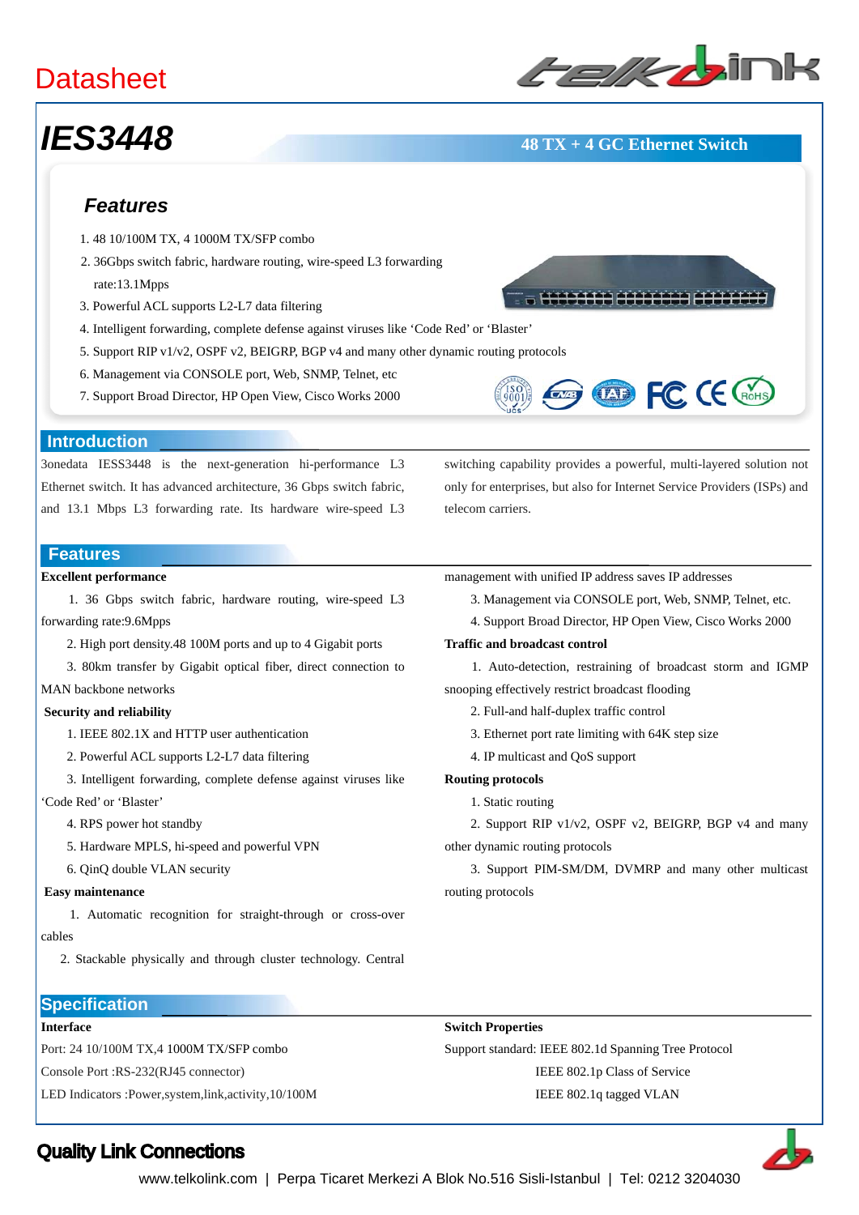# Datasheet

# IES3448

**48 TX + 4 GC Ethernet Switch**

## Features

1. 48 10/100M TX, 4 1000M TX/SFP combo
2. 36Gbps switch fabric, hardware routing, wire-speed L3 forwarding rate:13.1Mpps
3. Powerful ACL supports L2-L7 data filtering
4. Intelligent forwarding, complete defense against viruses like 'Code Red' or 'Blaster'
5. Support RIP v1/v2, OSPF v2, BEIGRP, BGP v4 and many other dynamic routing protocols
6. Management via CONSOLE port, Web, SNMP, Telnet, etc
7. Support Broad Director, HP Open View, Cisco Works 2000

## Introduction

3onedata IESS3448 is the next-generation hi-performance L3 Ethernet switch. It has advanced architecture, 36 Gbps switch fabric, and 13.1 Mbps L3 forwarding rate. Its hardware wire-speed L3 switching capability provides a powerful, multi-layered solution not only for enterprises, but also for Internet Service Providers (ISPs) and telecom carriers.

## Features

**Excellent performance**

1. 36 Gbps switch fabric, hardware routing, wire-speed L3 forwarding rate:9.6Mpps
2. High port density.48 100M ports and up to 4 Gigabit ports
3. 80km transfer by Gigabit optical fiber, direct connection to MAN backbone networks

**Security and reliability**

1. IEEE 802.1X and HTTP user authentication
2. Powerful ACL supports L2-L7 data filtering
3. Intelligent forwarding, complete defense against viruses like 'Code Red' or 'Blaster'
4. RPS power hot standby
5. Hardware MPLS, hi-speed and powerful VPN
6. QinQ double VLAN security

**Easy maintenance**

1. Automatic recognition for straight-through or cross-over cables
2. Stackable physically and through cluster technology. Central management with unified IP address saves IP addresses
3. Management via CONSOLE port, Web, SNMP, Telnet, etc.
4. Support Broad Director, HP Open View, Cisco Works 2000

**Traffic and broadcast control**

1. Auto-detection, restraining of broadcast storm and IGMP snooping effectively restrict broadcast flooding
2. Full-and half-duplex traffic control
3. Ethernet port rate limiting with 64K step size
4. IP multicast and QoS support

**Routing protocols**

1. Static routing
2. Support RIP v1/v2, OSPF v2, BEIGRP, BGP v4 and many other dynamic routing protocols
3. Support PIM-SM/DM, DVMRP and many other multicast routing protocols

## Specification

**Interface**

Port: 24 10/100M TX,4 1000M TX/SFP combo

Console Port :RS-232(RJ45 connector)

LED Indicators :Power,system,link,activity,10/100M

**Switch Properties**

Support standard: IEEE 802.1d Spanning Tree Protocol

IEEE 802.1p Class of Service

IEEE 802.1q tagged VLAN

**Quality Link Connections**

www.telkolink.com | Perpa Ticaret Merkezi A Blok No.516 Sisli-Istanbul | Tel: 0212 3204030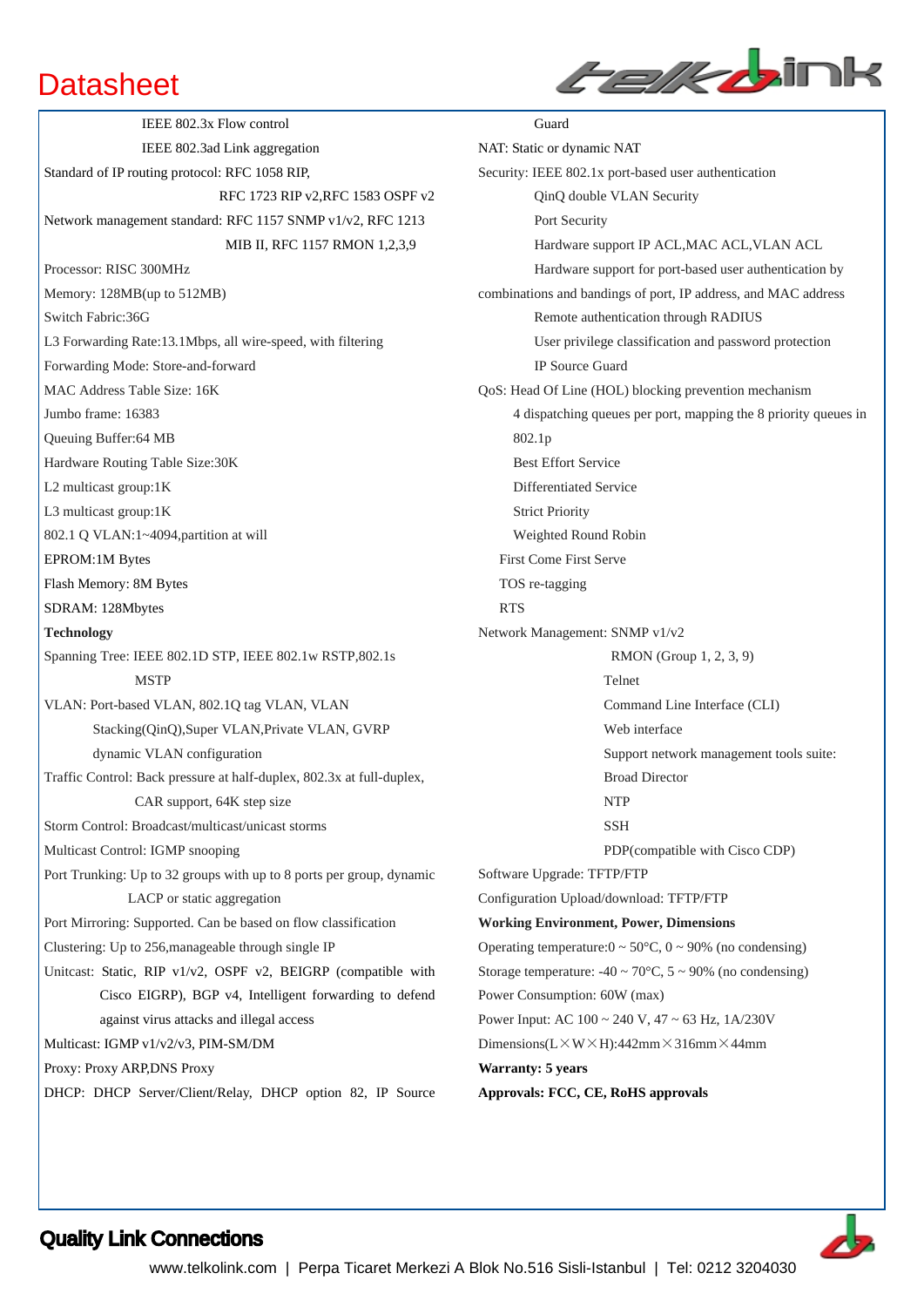# Datasheet

IEEE 802.3x Flow control

IEEE 802.3ad Link aggregation

Standard of IP routing protocol: RFC 1058 RIP, RFC 1723 RIP v2,RFC 1583 OSPF v2

Network management standard: RFC 1157 SNMP v1/v2, RFC 1213 MIB II, RFC 1157 RMON 1,2,3,9

Processor: RISC 300MHz

Memory: 128MB(up to 512MB)

Switch Fabric:36G

L3 Forwarding Rate:13.1Mbps, all wire-speed, with filtering

Forwarding Mode: Store-and-forward

MAC Address Table Size: 16K

Jumbo frame: 16383

Queuing Buffer:64 MB

Hardware Routing Table Size:30K

L2 multicast group:1K

L3 multicast group:1K

802.1 Q VLAN:1~4094,partition at will

EPROM:1M Bytes

Flash Memory: 8M Bytes

SDRAM: 128Mbytes

**Technology**

Spanning Tree: IEEE 802.1D STP, IEEE 802.1w RSTP,802.1s MSTP

VLAN: Port-based VLAN, 802.1Q tag VLAN, VLAN Stacking(QinQ),Super VLAN,Private VLAN, GVRP dynamic VLAN configuration

Traffic Control: Back pressure at half-duplex, 802.3x at full-duplex, CAR support, 64K step size

Storm Control: Broadcast/multicast/unicast storms

Multicast Control: IGMP snooping

Port Trunking: Up to 32 groups with up to 8 ports per group, dynamic LACP or static aggregation

Port Mirroring: Supported. Can be based on flow classification

Clustering: Up to 256,manageable through single IP

Unitcast: Static, RIP v1/v2, OSPF v2, BEIGRP (compatible with Cisco EIGRP), BGP v4, Intelligent forwarding to defend against virus attacks and illegal access

Multicast: IGMP v1/v2/v3, PIM-SM/DM

Proxy: Proxy ARP,DNS Proxy

DHCP: DHCP Server/Client/Relay, DHCP option 82, IP Source Guard

NAT: Static or dynamic NAT

Security: IEEE 802.1x port-based user authentication

QinQ double VLAN Security

Port Security

Hardware support IP ACL,MAC ACL,VLAN ACL

Hardware support for port-based user authentication by combinations and bandings of port, IP address, and MAC address

Remote authentication through RADIUS

User privilege classification and password protection

IP Source Guard

QoS: Head Of Line (HOL) blocking prevention mechanism

4 dispatching queues per port, mapping the 8 priority queues in 802.1p

Best Effort Service

Differentiated Service

Strict Priority

Weighted Round Robin

First Come First Serve

TOS re-tagging

RTS

Network Management: SNMP v1/v2

RMON (Group 1, 2, 3, 9)

Telnet

Command Line Interface (CLI)

Web interface

Support network management tools suite:

Broad Director

NTP

SSH

PDP(compatible with Cisco CDP)

Software Upgrade: TFTP/FTP

Configuration Upload/download: TFTP/FTP

**Working Environment, Power, Dimensions**

Operating temperature:0 ~ 50°C, 0 ~ 90% (no condensing)

Storage temperature: -40 ~ 70°C, 5 ~ 90% (no condensing)

Power Consumption: 60W (max)

Power Input: AC 100 ~ 240 V, 47 ~ 63 Hz, 1A/230V

Dimensions(L×W×H):442mm×316mm×44mm

**Warranty: 5 years**

**Approvals: FCC, CE, RoHS approvals**

**Quality Link Connections**

www.telkolink.com | Perpa Ticaret Merkezi A Blok No.516 Sisli-Istanbul | Tel: 0212 3204030